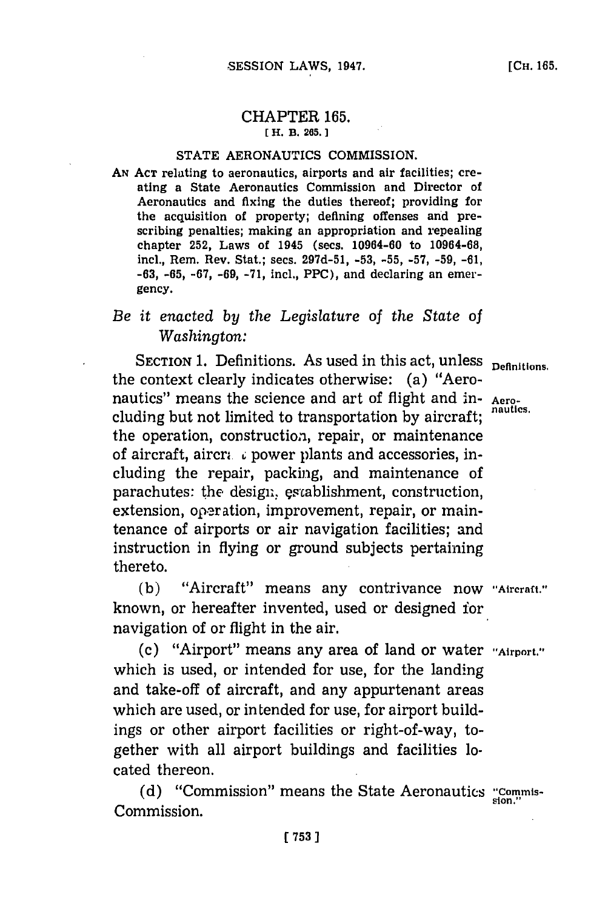# CHAPTER 165.

[H. B. 265.]

## STATE AERONAUTICS COMMISSION.

AN ACT relating to aeronautics, airports and air facilities; creating a State Aeronautics Commission and Director of Aeronautics and fixing the duties thereof; providing for the acquisition of property; defining offenses and prescribing penalties; making an appropriation and repealing chapter 252, Laws of 1945 (secs. 10964-60 to 10964-68, incl., Rem. Rev. Stat.; secs. 297d-51, -53, -55, -57, -59, -61, -63, -65, -67, -69, -71, incl., PPC), and declaring an emergency.

*Be it enacted by the Legislature of the State of Washington:*

SECTION 1. Definitions. As used in this act, unless the context clearly indicates otherwise: (a) "Aeronautics" means the science and art of flight and including but not limited to transportation by aircraft; the operation, construction, repair, or maintenance of aircraft, aircraft power plants and accessories, including the repair, packing, and maintenance of parachutes: the design, establishment, construction, extension, operation, improvement, repair, or maintenance of airports or air navigation facilities; and instruction in flying or ground subjects pertaining thereto.

(b) "Aircraft" means any contrivance now known, or hereafter invented, used or designed for navigation of or flight in the air.

(c) "Airport" means any area of land or water which is used, or intended for use, for the landing and take-off of aircraft, and any appurtenant areas which are used, or intended for use, for airport buildings or other airport facilities or right-of-way, together with all airport buildings and facilities located thereon.

(d) "Commission" means the State Aeronautics Commission.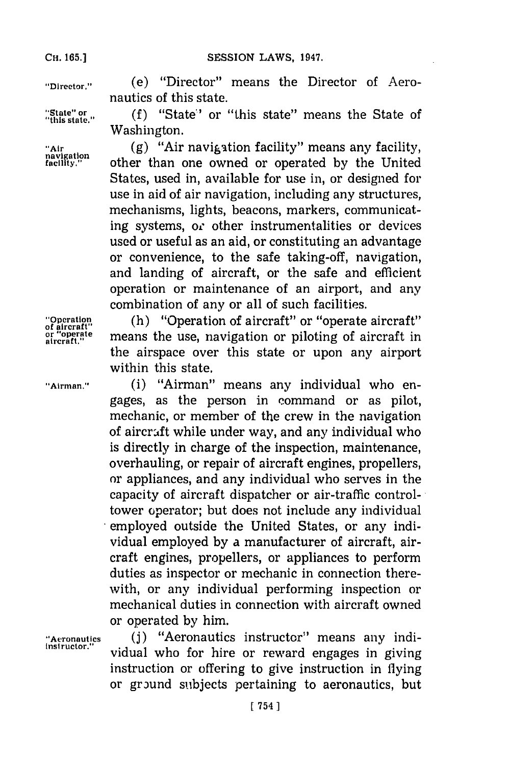"Director." (e) "Director" means the Director of Aeronautics of this state.

"State" or "this state." (f) "State" or "this state" means the State of Washington.

"Air navigation facility." (g) "Air navigation facility" means any facility, other than one owned or operated by the United States, used in, available for use in, or designed for use in aid of air navigation, including any structures, mechanisms, lights, beacons, markers, communicating systems, or other instrumentalities or devices used or useful as an aid, or constituting an advantage or convenience, to the safe taking-off, navigation, and landing of aircraft, or the safe and efficient operation or maintenance of an airport, and any combination of any or all of such facilities.

"Operation of aircraft" or "operate aircraft." (h) "Operation of aircraft" or "operate aircraft" means the use, navigation or piloting of aircraft in the airspace over this state or upon any airport within this state.

"Airman." (i) "Airman" means any individual who engages, as the person in command or as pilot, mechanic, or member of the crew in the navigation of aircraft while under way, and any individual who is directly in charge of the inspection, maintenance, overhauling, or repair of aircraft engines, propellers, or appliances, and any individual who serves in the capacity of aircraft dispatcher or air-traffic control-tower operator; but does not include any individual employed outside the United States, or any individual employed by a manufacturer of aircraft, aircraft engines, propellers, or appliances to perform duties as inspector or mechanic in connection therewith, or any individual performing inspection or mechanical duties in connection with aircraft owned or operated by him.

"Aeronautics instructor." (j) "Aeronautics instructor" means any individual who for hire or reward engages in giving instruction or offering to give instruction in flying or ground subjects pertaining to aeronautics, but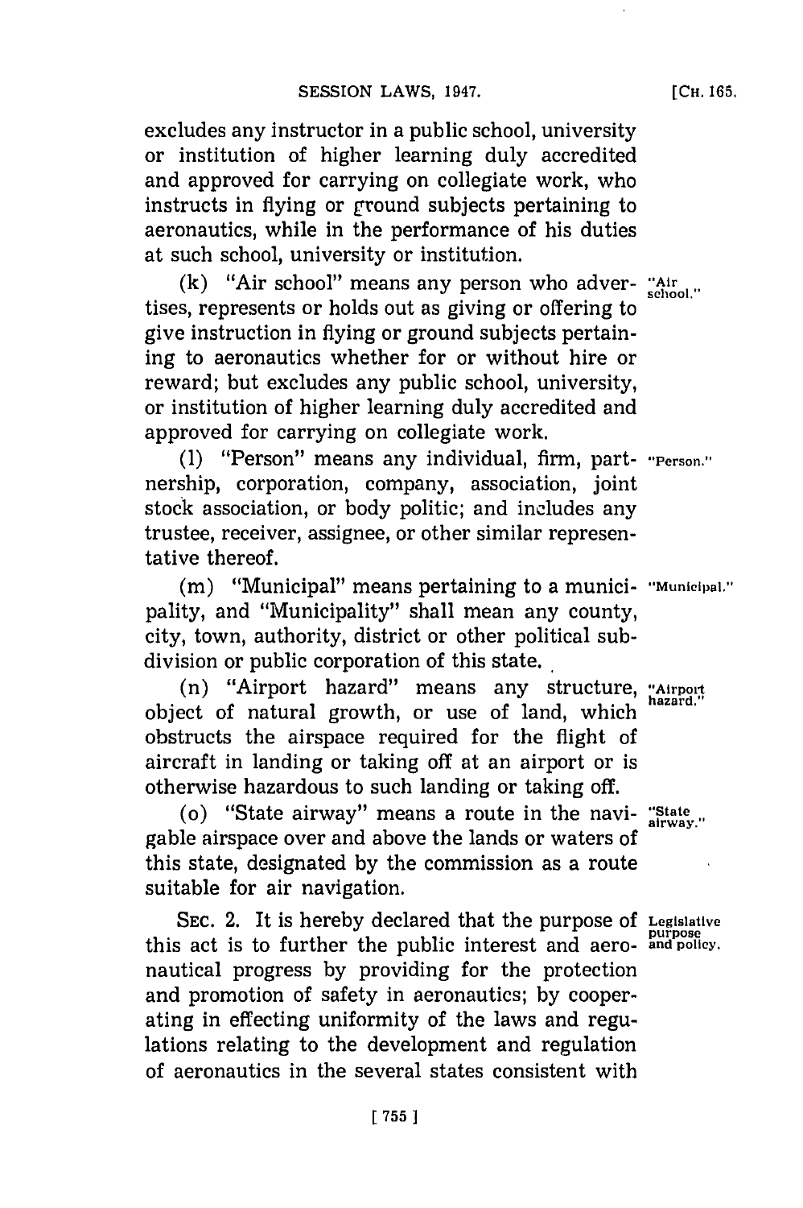excludes any instructor in a public school, university or institution of higher learning duly accredited and approved for carrying on collegiate work, who instructs in flying or ground subjects pertaining to aeronautics, while in the performance of his duties at such school, university or institution.

(k) "Air school" means any person who advertises, represents or holds out as giving or offering to give instruction in flying or ground subjects pertaining to aeronautics whether for or without hire or reward; but excludes any public school, university, or institution of higher learning duly accredited and approved for carrying on collegiate work.

(l) "Person" means any individual, firm, partnership, corporation, company, association, joint stock association, or body politic; and includes any trustee, receiver, assignee, or other similar representative thereof.

(m) "Municipal" means pertaining to a municipality, and "Municipality" shall mean any county, city, town, authority, district or other political subdivision or public corporation of this state.

(n) "Airport hazard" means any structure, object of natural growth, or use of land, which obstructs the airspace required for the flight of aircraft in landing or taking off at an airport or is otherwise hazardous to such landing or taking off.

(o) "State airway" means a route in the navigable airspace over and above the lands or waters of this state, designated by the commission as a route suitable for air navigation.

SEC. 2. It is hereby declared that the purpose of this act is to further the public interest and aeronautical progress by providing for the protection and promotion of safety in aeronautics; by cooperating in effecting uniformity of the laws and regulations relating to the development and regulation of aeronautics in the several states consistent with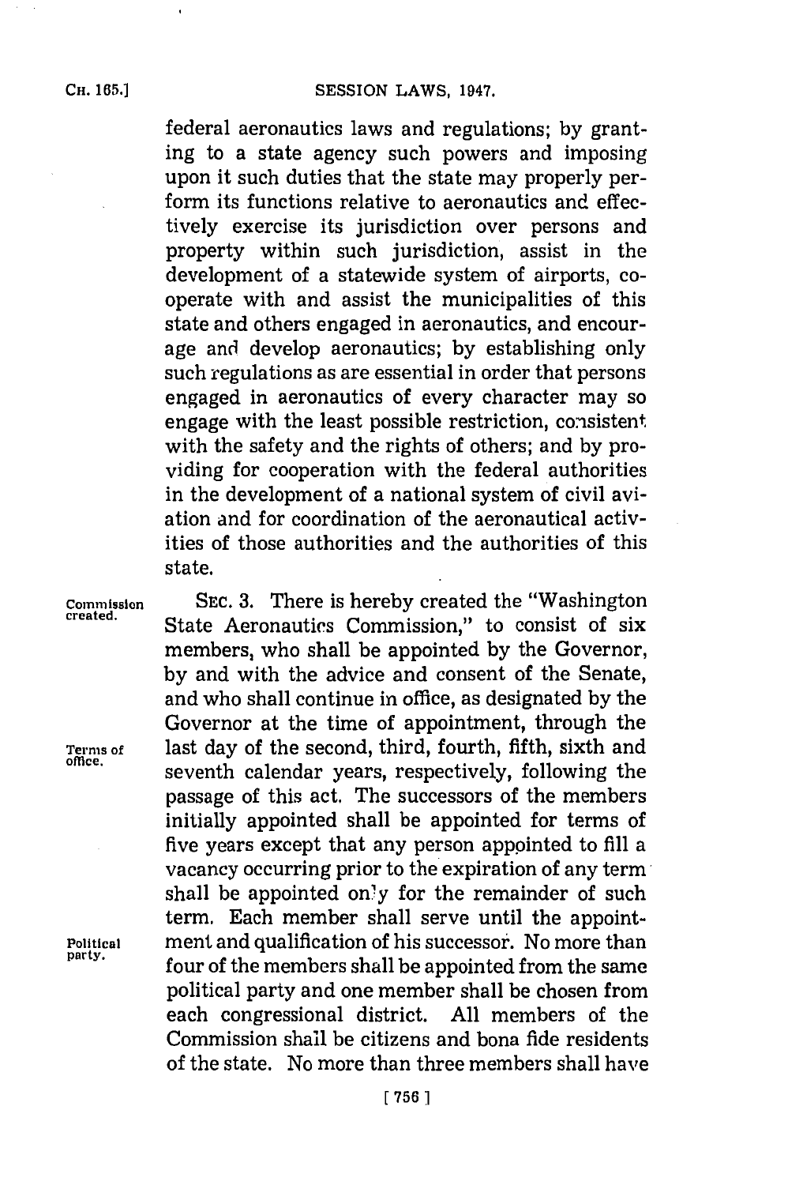federal aeronautics laws and regulations; by granting to a state agency such powers and imposing upon it such duties that the state may properly perform its functions relative to aeronautics and effectively exercise its jurisdiction over persons and property within such jurisdiction, assist in the development of a statewide system of airports, cooperate with and assist the municipalities of this state and others engaged in aeronautics, and encourage and develop aeronautics; by establishing only such regulations as are essential in order that persons engaged in aeronautics of every character may so engage with the least possible restriction, consistent with the safety and the rights of others; and by providing for cooperation with the federal authorities in the development of a national system of civil aviation and for coordination of the aeronautical activities of those authorities and the authorities of this state.

**Commission created.** SEC. 3. There is hereby created the "Washington State Aeronautics Commission," to consist of six members, who shall be appointed by the Governor, by and with the advice and consent of the Senate, and who shall continue in office, as designated by the Governor at the time of appointment, through the last day of the second, third, fourth, fifth, sixth and seventh calendar years, respectively, following the passage of this act. **Terms of office.** The successors of the members initially appointed shall be appointed for terms of five years except that any person appointed to fill a vacancy occurring prior to the expiration of any term shall be appointed only for the remainder of such term. Each member shall serve until the appointment and qualification of his successor. **Political party.** No more than four of the members shall be appointed from the same political party and one member shall be chosen from each congressional district. All members of the Commission shall be citizens and bona fide residents of the state. No more than three members shall have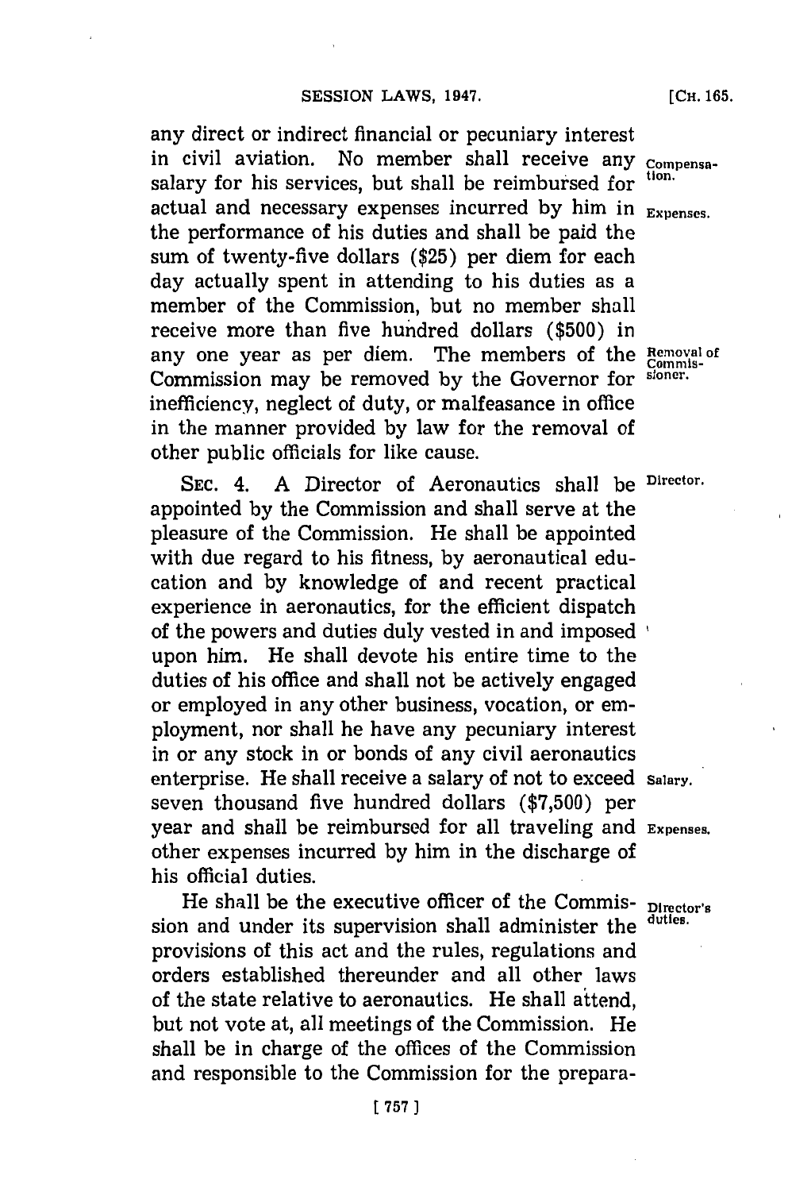any direct or indirect financial or pecuniary interest in civil aviation. No member shall receive any salary for his services, but shall be reimbursed for actual and necessary expenses incurred by him in the performance of his duties and shall be paid the sum of twenty-five dollars ($25) per diem for each day actually spent in attending to his duties as a member of the Commission, but no member shall receive more than five hundred dollars ($500) in any one year as per diem. The members of the Commission may be removed by the Governor for inefficiency, neglect of duty, or malfeasance in office in the manner provided by law for the removal of other public officials for like cause.

*Compensation.*

*Expenses.*

*Removal of Commissioner.*

SEC. 4. A Director of Aeronautics shall be appointed by the Commission and shall serve at the pleasure of the Commission. He shall be appointed with due regard to his fitness, by aeronautical education and by knowledge of and recent practical experience in aeronautics, for the efficient dispatch of the powers and duties duly vested in and imposed upon him. He shall devote his entire time to the duties of his office and shall not be actively engaged or employed in any other business, vocation, or employment, nor shall he have any pecuniary interest in or any stock in or bonds of any civil aeronautics enterprise. He shall receive a salary of not to exceed seven thousand five hundred dollars ($7,500) per year and shall be reimbursed for all traveling and other expenses incurred by him in the discharge of his official duties.

*Director.*

*Salary.*

*Expenses.*

He shall be the executive officer of the Commission and under its supervision shall administer the provisions of this act and the rules, regulations and orders established thereunder and all other laws of the state relative to aeronautics. He shall attend, but not vote at, all meetings of the Commission. He shall be in charge of the offices of the Commission and responsible to the Commission for the prepara-

*Director's duties.*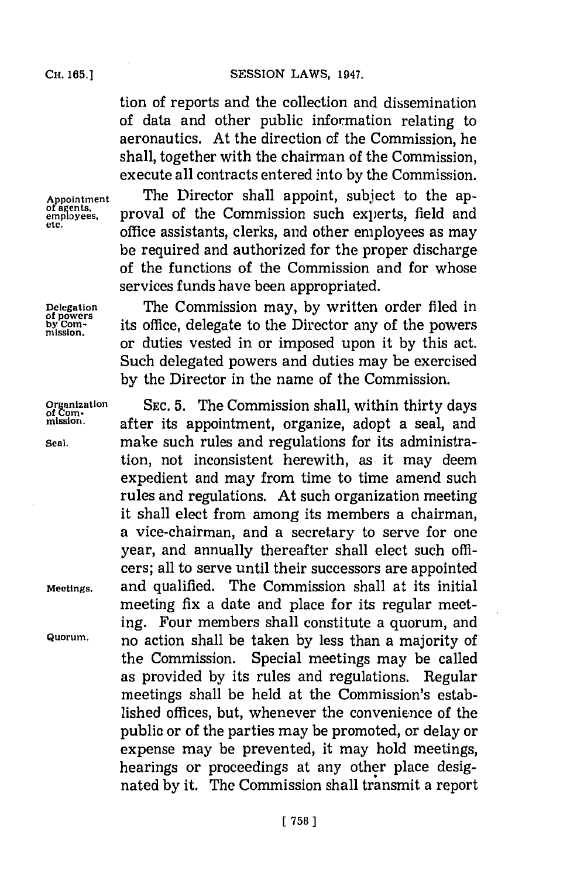tion of reports and the collection and dissemination of data and other public information relating to aeronautics. At the direction of the Commission, he shall, together with the chairman of the Commission, execute all contracts entered into by the Commission.

*Appointment of agents, employees, etc.* The Director shall appoint, subject to the approval of the Commission such experts, field and office assistants, clerks, and other employees as may be required and authorized for the proper discharge of the functions of the Commission and for whose services funds have been appropriated.

*Delegation of powers by Commission.* The Commission may, by written order filed in its office, delegate to the Director any of the powers or duties vested in or imposed upon it by this act. Such delegated powers and duties may be exercised by the Director in the name of the Commission.

*Organization of Commission.* SEC. 5. The Commission shall, within thirty days after its appointment, organize, adopt a seal, and *Seal.* make such rules and regulations for its administration, not inconsistent herewith, as it may deem expedient and may from time to time amend such rules and regulations. At such organization meeting it shall elect from among its members a chairman, a vice-chairman, and a secretary to serve for one year, and annually thereafter shall elect such officers; all to serve until their successors are appointed *Meetings.* and qualified. The Commission shall at its initial meeting fix a date and place for its regular meeting. Four members shall constitute a quorum, and *Quorum.* no action shall be taken by less than a majority of the Commission. Special meetings may be called as provided by its rules and regulations. Regular meetings shall be held at the Commission's established offices, but, whenever the convenience of the public or of the parties may be promoted, or delay or expense may be prevented, it may hold meetings, hearings or proceedings at any other place designated by it. The Commission shall transmit a report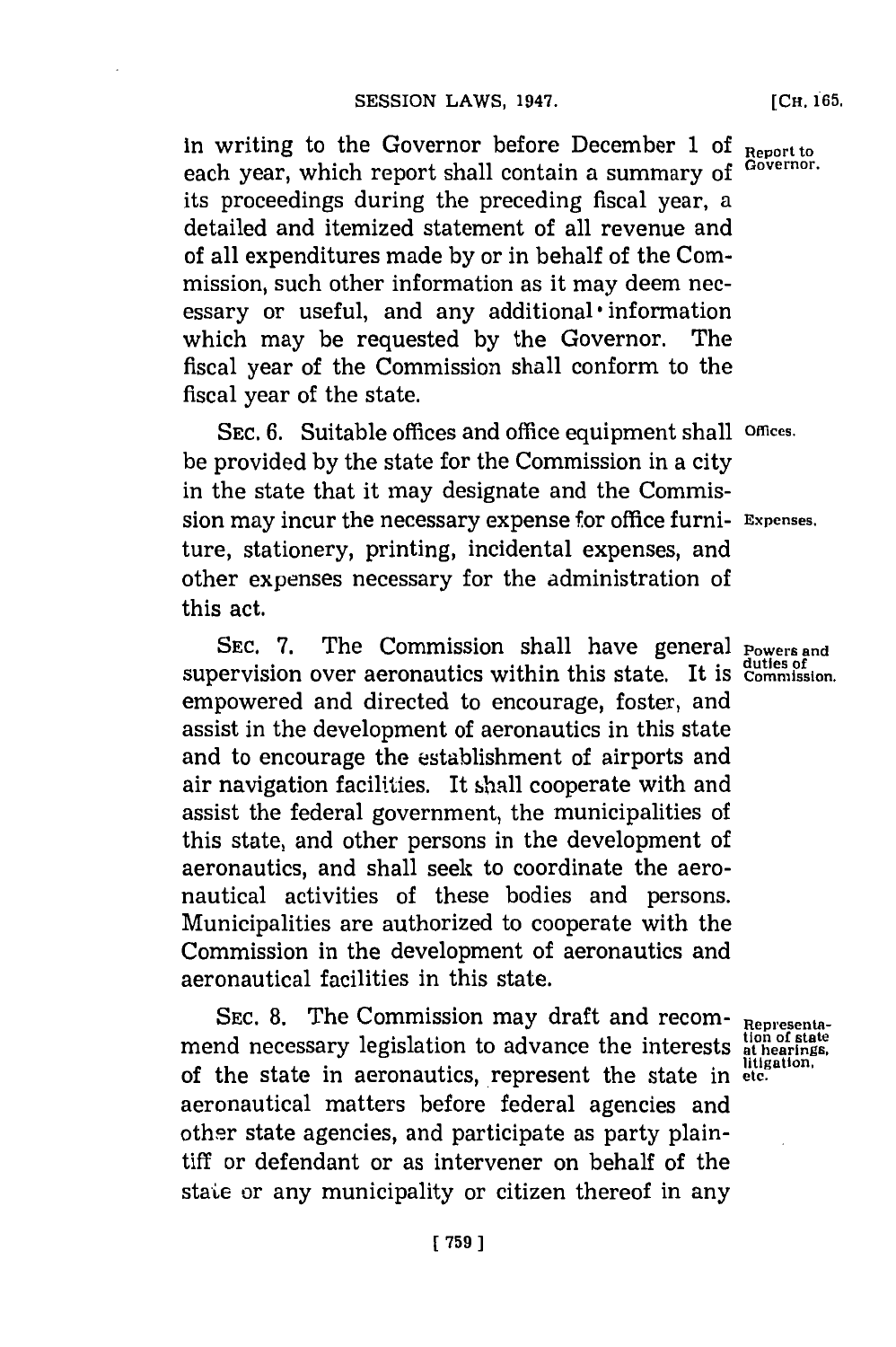in writing to the Governor before December 1 of each year, which report shall contain a summary of its proceedings during the preceding fiscal year, a detailed and itemized statement of all revenue and of all expenditures made by or in behalf of the Commission, such other information as it may deem necessary or useful, and any additional information which may be requested by the Governor. The fiscal year of the Commission shall conform to the fiscal year of the state.

Report to Governor.

SEC. 6. Suitable offices and office equipment shall be provided by the state for the Commission in a city in the state that it may designate and the Commission may incur the necessary expense for office furniture, stationery, printing, incidental expenses, and other expenses necessary for the administration of this act.

Offices.

Expenses.

SEC. 7. The Commission shall have general supervision over aeronautics within this state. It is empowered and directed to encourage, foster, and assist in the development of aeronautics in this state and to encourage the establishment of airports and air navigation facilities. It shall cooperate with and assist the federal government, the municipalities of this state, and other persons in the development of aeronautics, and shall seek to coordinate the aeronautical activities of these bodies and persons. Municipalities are authorized to cooperate with the Commission in the development of aeronautics and aeronautical facilities in this state.

Powers and duties of Commission.

SEC. 8. The Commission may draft and recommend necessary legislation to advance the interests of the state in aeronautics, represent the state in aeronautical matters before federal agencies and other state agencies, and participate as party plaintiff or defendant or as intervener on behalf of the state or any municipality or citizen thereof in any

Representation of state at hearings, litigation, etc.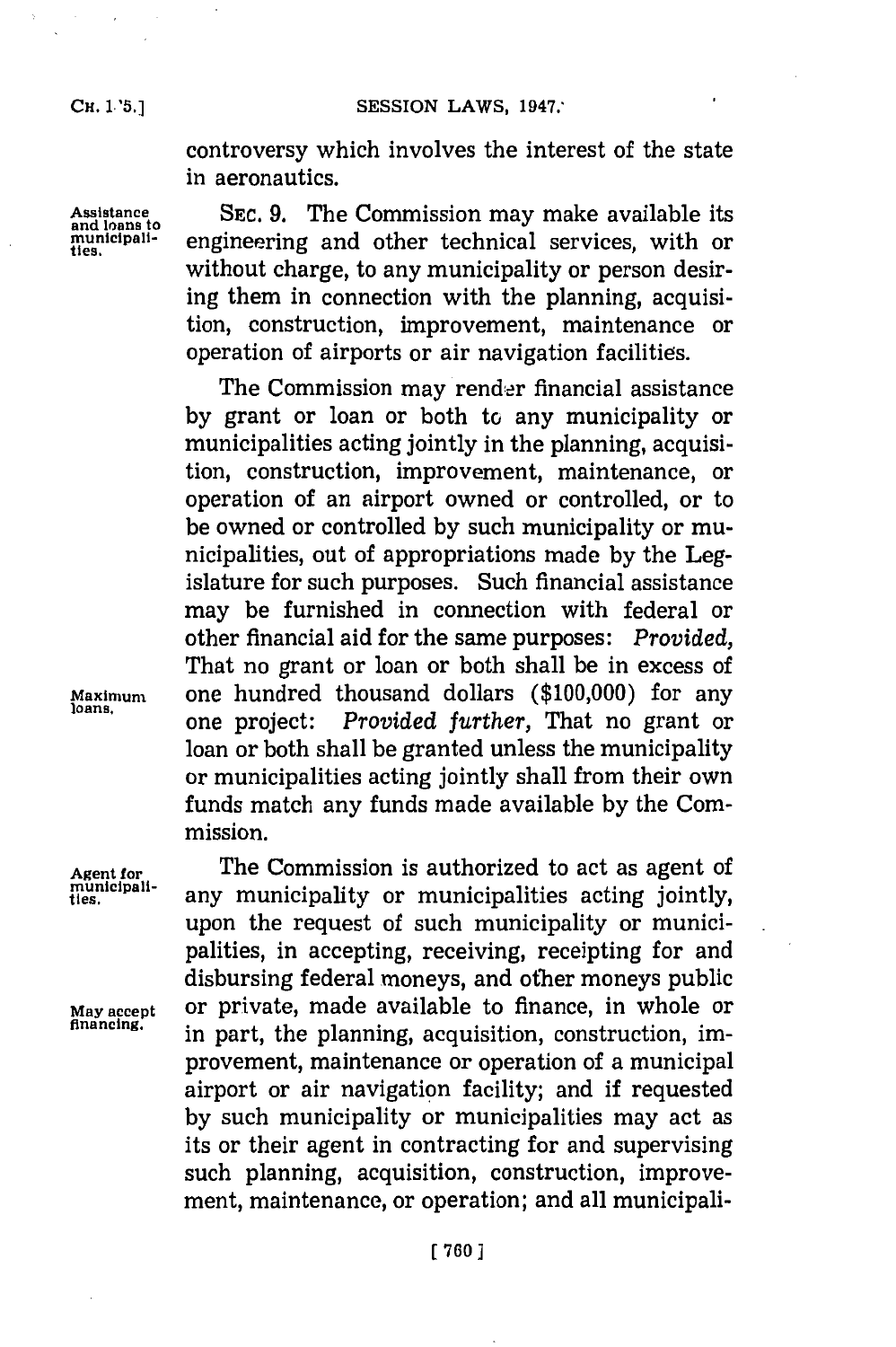controversy which involves the interest of the state in aeronautics.

Assistance and loans to municipalities.

SEC. 9. The Commission may make available its engineering and other technical services, with or without charge, to any municipality or person desiring them in connection with the planning, acquisition, construction, improvement, maintenance or operation of airports or air navigation facilities.

The Commission may render financial assistance by grant or loan or both to any municipality or municipalities acting jointly in the planning, acquisition, construction, improvement, maintenance, or operation of an airport owned or controlled, or to be owned or controlled by such municipality or municipalities, out of appropriations made by the Legislature for such purposes. Such financial assistance may be furnished in connection with federal or other financial aid for the same purposes: *Provided,* That no grant or loan or both shall be in excess of one hundred thousand dollars ($100,000) for any one project: *Provided further,* That no grant or loan or both shall be granted unless the municipality or municipalities acting jointly shall from their own funds match any funds made available by the Commission.

Maximum loans.

Agent for municipalities.

The Commission is authorized to act as agent of any municipality or municipalities acting jointly, upon the request of such municipality or municipalities, in accepting, receiving, receipting for and disbursing federal moneys, and other moneys public or private, made available to finance, in whole or in part, the planning, acquisition, construction, improvement, maintenance or operation of a municipal airport or air navigation facility; and if requested by such municipality or municipalities may act as its or their agent in contracting for and supervising such planning, acquisition, construction, improvement, maintenance, or operation; and all municipali-

May accept financing.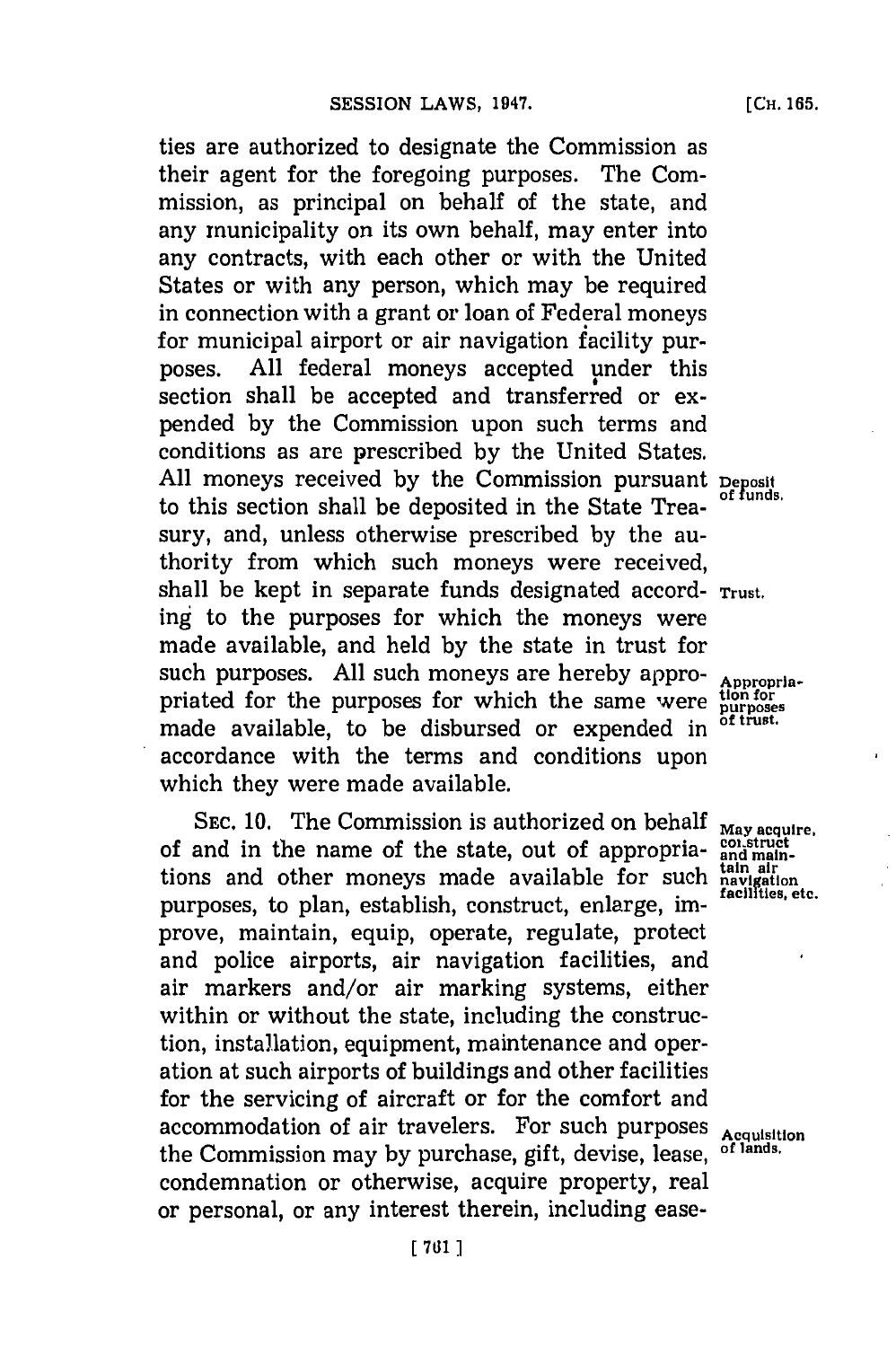ties are authorized to designate the Commission as their agent for the foregoing purposes. The Commission, as principal on behalf of the state, and any municipality on its own behalf, may enter into any contracts, with each other or with the United States or with any person, which may be required in connection with a grant or loan of Federal moneys for municipal airport or air navigation facility purposes. All federal moneys accepted under this section shall be accepted and transferred or expended by the Commission upon such terms and conditions as are prescribed by the United States. All moneys received by the Commission pursuant to this section shall be deposited in the State Treasury, and, unless otherwise prescribed by the authority from which such moneys were received, shall be kept in separate funds designated according to the purposes for which the moneys were made available, and held by the state in trust for such purposes. All such moneys are hereby appropriated for the purposes for which the same were made available, to be disbursed or expended in accordance with the terms and conditions upon which they were made available.

Deposit of funds.

Trust.

Appropriation for purposes of trust.

SEC. 10. The Commission is authorized on behalf of and in the name of the state, out of appropriations and other moneys made available for such purposes, to plan, establish, construct, enlarge, improve, maintain, equip, operate, regulate, protect and police airports, air navigation facilities, and air markers and/or air marking systems, either within or without the state, including the construction, installation, equipment, maintenance and operation at such airports of buildings and other facilities for the servicing of aircraft or for the comfort and accommodation of air travelers. For such purposes the Commission may by purchase, gift, devise, lease, condemnation or otherwise, acquire property, real or personal, or any interest therein, including ease-

May acquire, construct and maintain air navigation facilities, etc.

Acquisition of lands.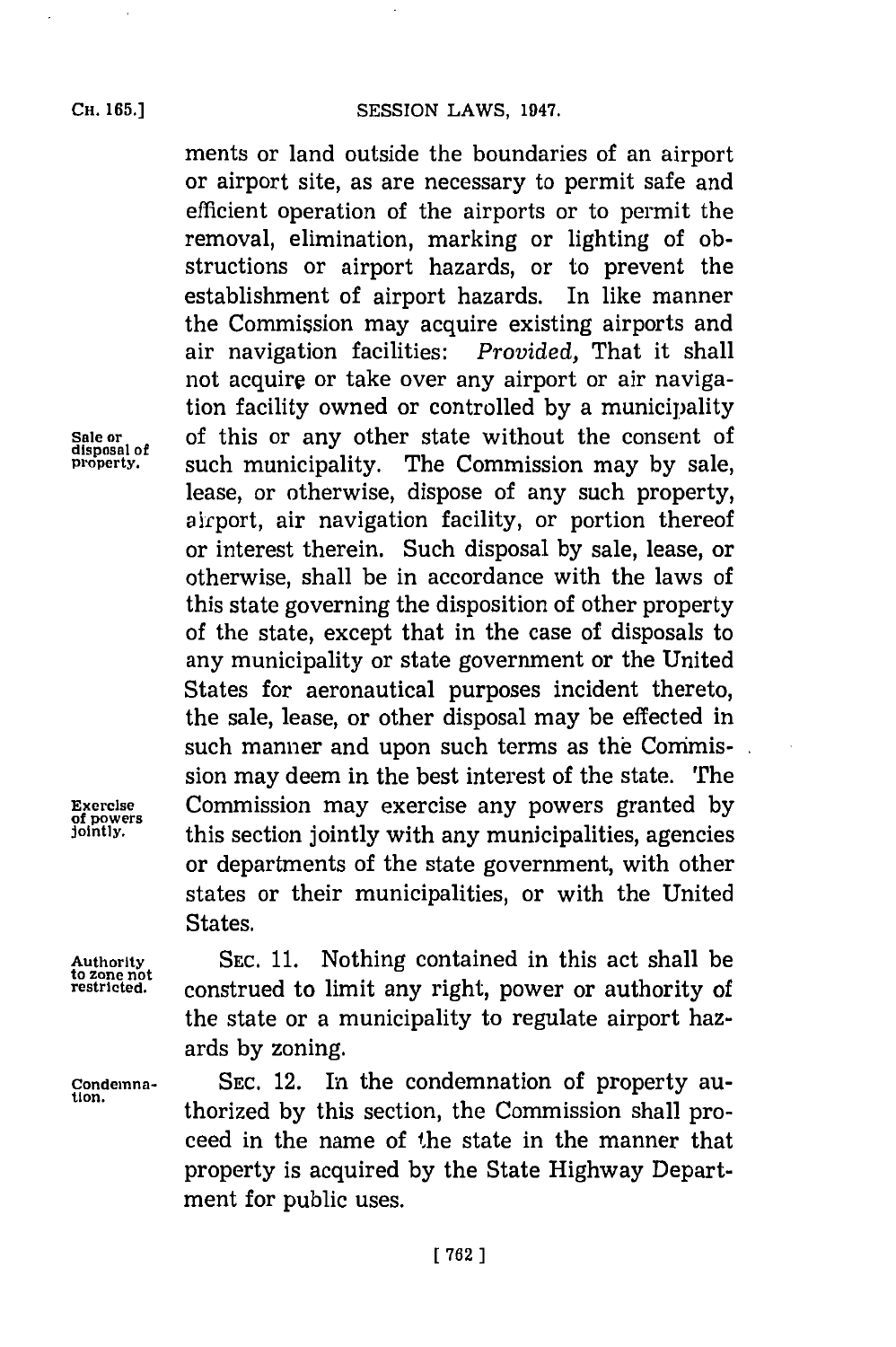ments or land outside the boundaries of an airport or airport site, as are necessary to permit safe and efficient operation of the airports or to permit the removal, elimination, marking or lighting of obstructions or airport hazards, or to prevent the establishment of airport hazards. In like manner the Commission may acquire existing airports and air navigation facilities: *Provided,* That it shall not acquire or take over any airport or air navigation facility owned or controlled by a municipality of this or any other state without the consent of such municipality. The Commission may by sale, lease, or otherwise, dispose of any such property, airport, air navigation facility, or portion thereof or interest therein. Such disposal by sale, lease, or otherwise, shall be in accordance with the laws of this state governing the disposition of other property of the state, except that in the case of disposals to any municipality or state government or the United States for aeronautical purposes incident thereto, the sale, lease, or other disposal may be effected in such manner and upon such terms as the Commission may deem in the best interest of the state. The Commission may exercise any powers granted by this section jointly with any municipalities, agencies or departments of the state government, with other states or their municipalities, or with the United States.

Sale or disposal of property.

Exercise of powers jointly.

Authority to zone not restricted.

SEC. 11. Nothing contained in this act shall be construed to limit any right, power or authority of the state or a municipality to regulate airport hazards by zoning.

Condemnation.

SEC. 12. In the condemnation of property authorized by this section, the Commission shall proceed in the name of the state in the manner that property is acquired by the State Highway Department for public uses.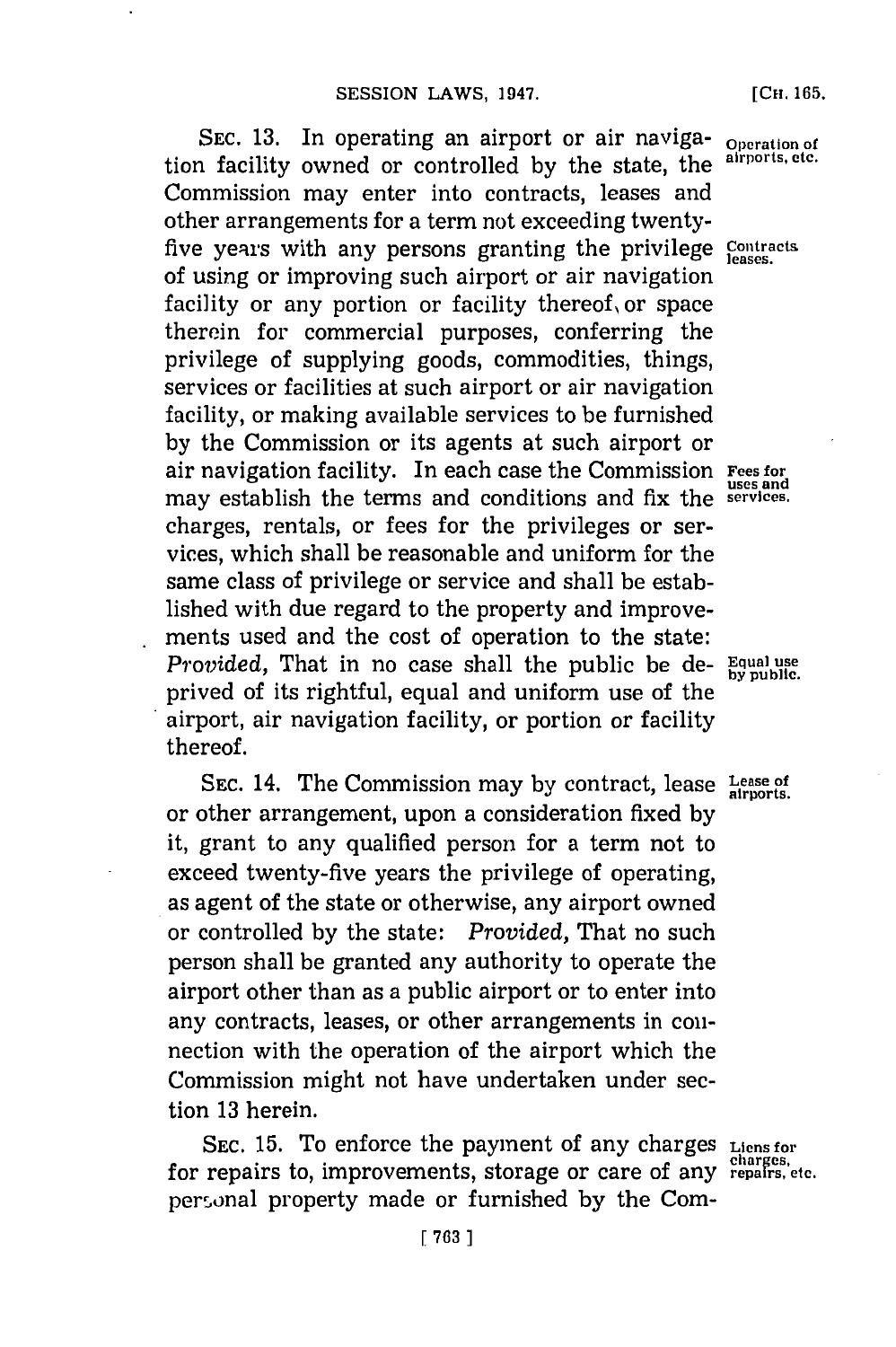SEC. 13. In operating an airport or air navigation facility owned or controlled by the state, the Commission may enter into contracts, leases and other arrangements for a term not exceeding twenty-five years with any persons granting the privilege of using or improving such airport or air navigation facility or any portion or facility thereof, or space therein for commercial purposes, conferring the privilege of supplying goods, commodities, things, services or facilities at such airport or air navigation facility, or making available services to be furnished by the Commission or its agents at such airport or air navigation facility. In each case the Commission may establish the terms and conditions and fix the charges, rentals, or fees for the privileges or services, which shall be reasonable and uniform for the same class of privilege or service and shall be established with due regard to the property and improvements used and the cost of operation to the state: *Provided*, That in no case shall the public be deprived of its rightful, equal and uniform use of the airport, air navigation facility, or portion or facility thereof.

*Operation of airports, etc.*

*Contracts leases.*

*Fees for uses and services.*

*Equal use by public.*

SEC. 14. The Commission may by contract, lease or other arrangement, upon a consideration fixed by it, grant to any qualified person for a term not to exceed twenty-five years the privilege of operating, as agent of the state or otherwise, any airport owned or controlled by the state: *Provided*, That no such person shall be granted any authority to operate the airport other than as a public airport or to enter into any contracts, leases, or other arrangements in connection with the operation of the airport which the Commission might not have undertaken under section 13 herein.

*Lease of airports.*

SEC. 15. To enforce the payment of any charges for repairs to, improvements, storage or care of any personal property made or furnished by the Com-

*Liens for charges, repairs, etc.*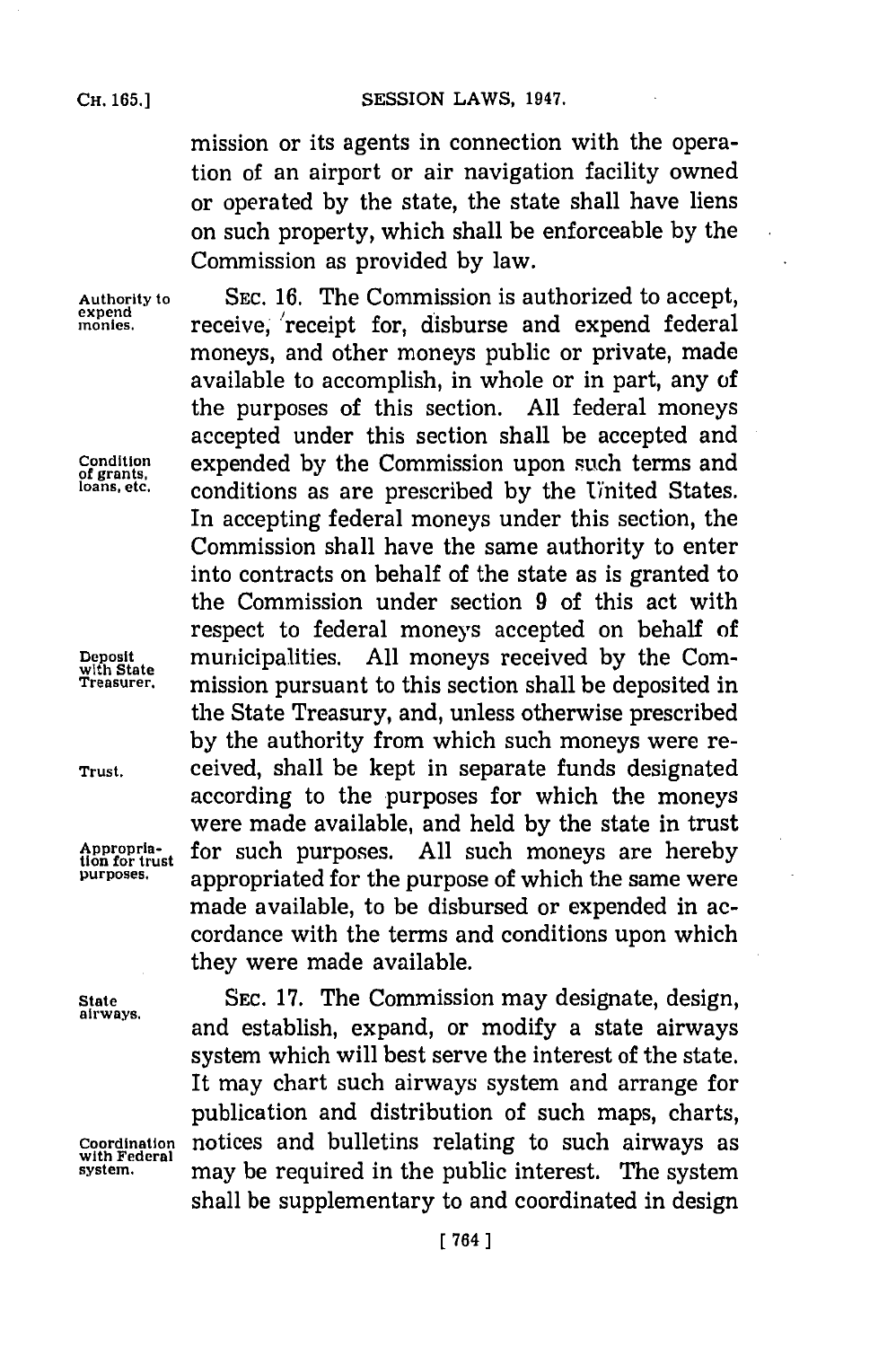mission or its agents in connection with the operation of an airport or air navigation facility owned or operated by the state, the state shall have liens on such property, which shall be enforceable by the Commission as provided by law.

*Authority to expend monies.*

SEC. 16. The Commission is authorized to accept, receive, receipt for, disburse and expend federal moneys, and other moneys public or private, made available to accomplish, in whole or in part, any of the purposes of this section. All federal moneys accepted under this section shall be accepted and expended by the Commission upon such terms and conditions as are prescribed by the United States. In accepting federal moneys under this section, the Commission shall have the same authority to enter into contracts on behalf of the state as is granted to the Commission under section 9 of this act with respect to federal moneys accepted on behalf of municipalities. All moneys received by the Commission pursuant to this section shall be deposited in the State Treasury, and, unless otherwise prescribed by the authority from which such moneys were received, shall be kept in separate funds designated according to the purposes for which the moneys were made available, and held by the state in trust for such purposes. All such moneys are hereby appropriated for the purpose of which the same were made available, to be disbursed or expended in accordance with the terms and conditions upon which they were made available.

*Condition of grants, loans, etc.*

*Deposit with State Treasurer.*

*Trust.*

*Appropriation for trust purposes.*

*State airways.*

SEC. 17. The Commission may designate, design, and establish, expand, or modify a state airways system which will best serve the interest of the state. It may chart such airways system and arrange for publication and distribution of such maps, charts, notices and bulletins relating to such airways as may be required in the public interest. The system shall be supplementary to and coordinated in design

*Coordination with Federal system.*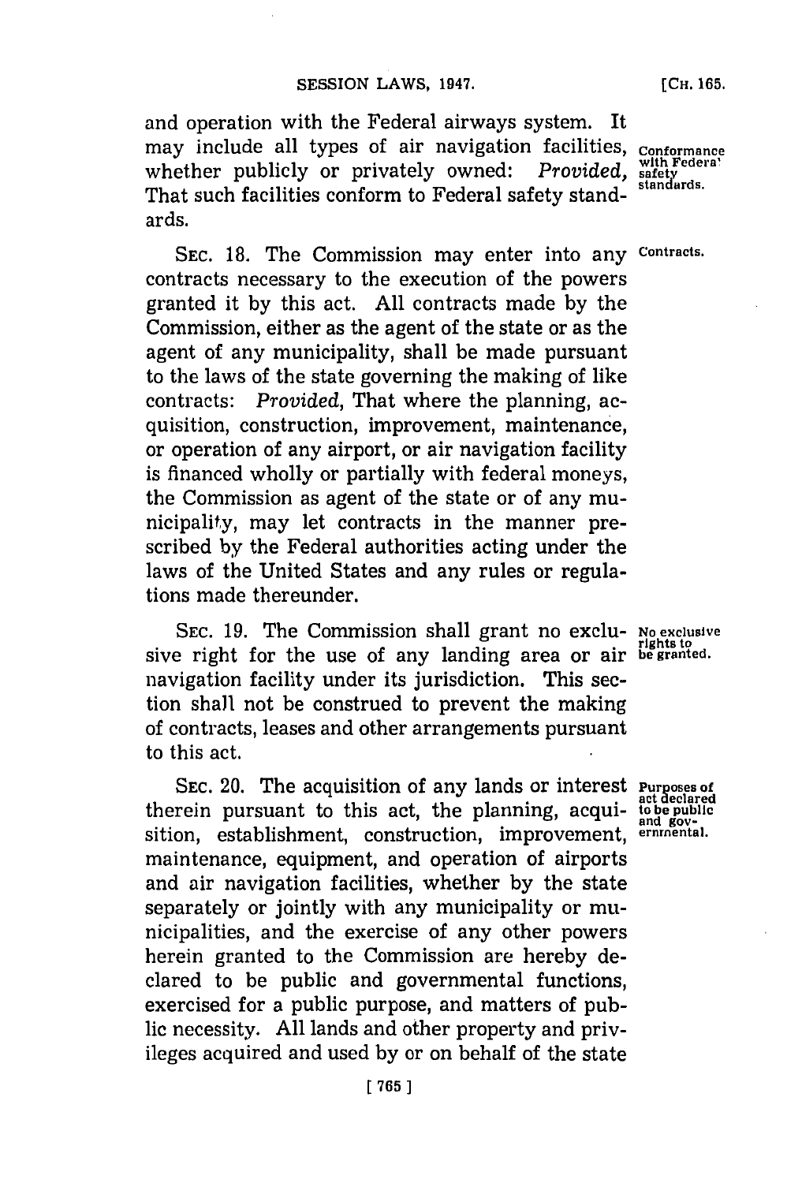and operation with the Federal airways system. It may include all types of air navigation facilities, whether publicly or privately owned: *Provided*, That such facilities conform to Federal safety standards.

Conformance with Federal safety standards.

SEC. 18. The Commission may enter into any contracts necessary to the execution of the powers granted it by this act. All contracts made by the Commission, either as the agent of the state or as the agent of any municipality, shall be made pursuant to the laws of the state governing the making of like contracts: *Provided*, That where the planning, acquisition, construction, improvement, maintenance, or operation of any airport, or air navigation facility is financed wholly or partially with federal moneys, the Commission as agent of the state or of any municipality, may let contracts in the manner prescribed by the Federal authorities acting under the laws of the United States and any rules or regulations made thereunder.

Contracts.

SEC. 19. The Commission shall grant no exclusive right for the use of any landing area or air navigation facility under its jurisdiction. This section shall not be construed to prevent the making of contracts, leases and other arrangements pursuant to this act.

No exclusive rights to be granted.

SEC. 20. The acquisition of any lands or interest therein pursuant to this act, the planning, acquisition, establishment, construction, improvement, maintenance, equipment, and operation of airports and air navigation facilities, whether by the state separately or jointly with any municipality or municipalities, and the exercise of any other powers herein granted to the Commission are hereby declared to be public and governmental functions, exercised for a public purpose, and matters of public necessity. All lands and other property and privileges acquired and used by or on behalf of the state

Purposes of act declared to be public and governmental.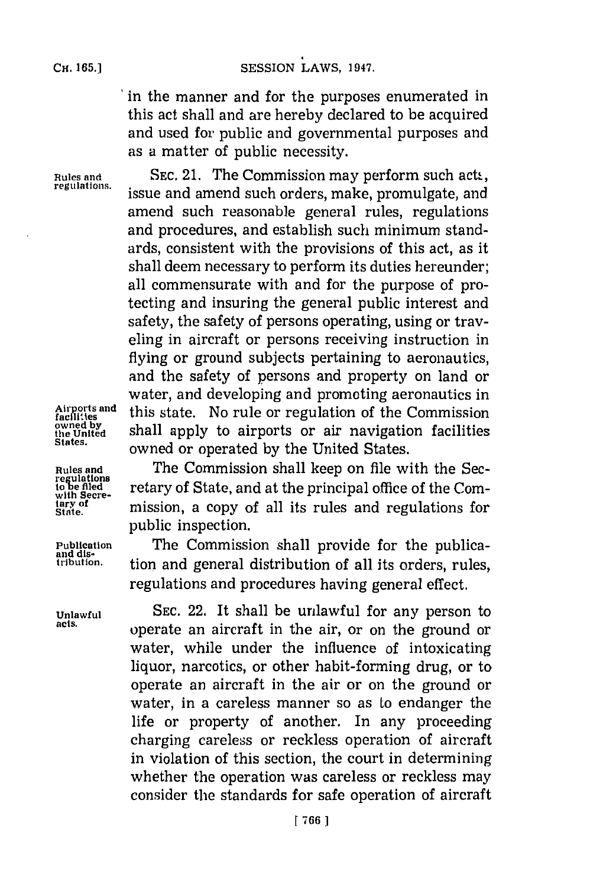in the manner and for the purposes enumerated in this act shall and are hereby declared to be acquired and used for public and governmental purposes and as a matter of public necessity.

Rules and regulations.

SEC. 21. The Commission may perform such acts, issue and amend such orders, make, promulgate, and amend such reasonable general rules, regulations and procedures, and establish such minimum standards, consistent with the provisions of this act, as it shall deem necessary to perform its duties hereunder; all commensurate with and for the purpose of protecting and insuring the general public interest and safety, the safety of persons operating, using or traveling in aircraft or persons receiving instruction in flying or ground subjects pertaining to aeronautics, and the safety of persons and property on land or water, and developing and promoting aeronautics in this state. No rule or regulation of the Commission shall apply to airports or air navigation facilities owned or operated by the United States.

Airports and facilities owned by the United States.

Rules and regulations to be filed with Secretary of State.

The Commission shall keep on file with the Secretary of State, and at the principal office of the Commission, a copy of all its rules and regulations for public inspection.

Publication and distribution.

The Commission shall provide for the publication and general distribution of all its orders, rules, regulations and procedures having general effect.

Unlawful acts.

SEC. 22. It shall be unlawful for any person to operate an aircraft in the air, or on the ground or water, while under the influence of intoxicating liquor, narcotics, or other habit-forming drug, or to operate an aircraft in the air or on the ground or water, in a careless manner so as to endanger the life or property of another. In any proceeding charging careless or reckless operation of aircraft in violation of this section, the court in determining whether the operation was careless or reckless may consider the standards for safe operation of aircraft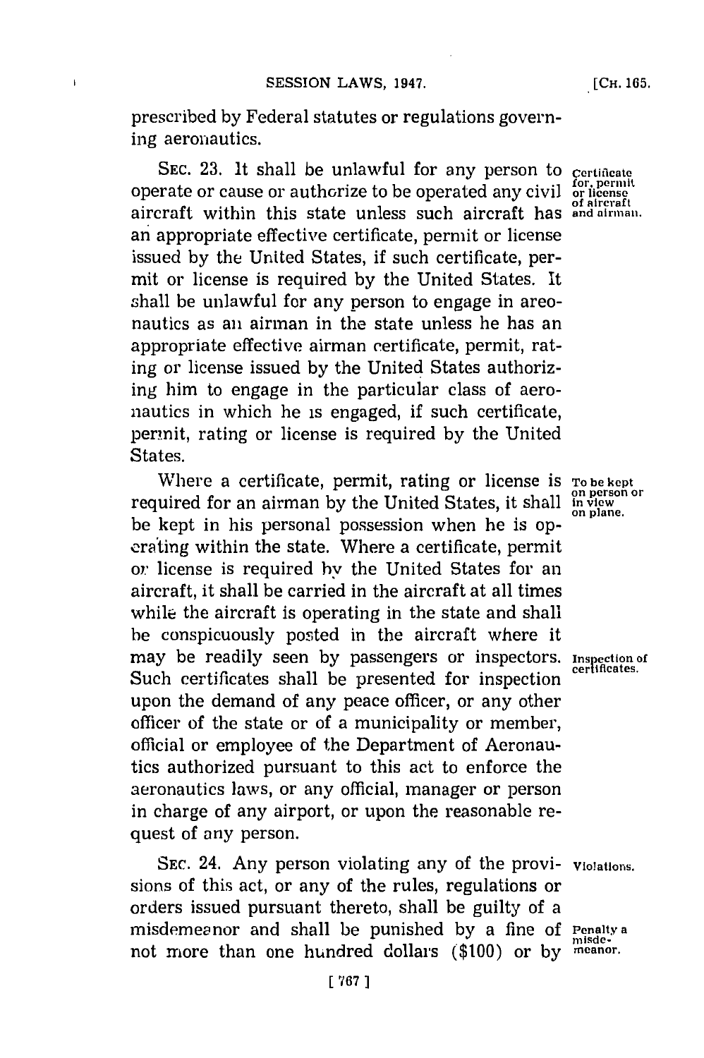prescribed by Federal statutes or regulations governing aeronautics.

SEC. 23. It shall be unlawful for any person to operate or cause or authorize to be operated any civil aircraft within this state unless such aircraft has an appropriate effective certificate, permit or license issued by the United States, if such certificate, permit or license is required by the United States. It shall be unlawful for any person to engage in areonautics as an airman in the state unless he has an appropriate effective airman certificate, permit, rating or license issued by the United States authorizing him to engage in the particular class of aeronautics in which he is engaged, if such certificate, permit, rating or license is required by the United States.

*Certificate for, permit or license of aircraft and airman.*

Where a certificate, permit, rating or license is required for an airman by the United States, it shall be kept in his personal possession when he is operating within the state. Where a certificate, permit or license is required by the United States for an aircraft, it shall be carried in the aircraft at all times while the aircraft is operating in the state and shall be conspicuously posted in the aircraft where it may be readily seen by passengers or inspectors. Such certificates shall be presented for inspection upon the demand of any peace officer, or any other officer of the state or of a municipality or member, official or employee of the Department of Aeronautics authorized pursuant to this act to enforce the aeronautics laws, or any official, manager or person in charge of any airport, or upon the reasonable request of any person.

*To be kept on person or in view on plane.*

*Inspection of certificates.*

SEC. 24. Any person violating any of the provisions of this act, or any of the rules, regulations or orders issued pursuant thereto, shall be guilty of a misdemeanor and shall be punished by a fine of not more than one hundred dollars ($100) or by

*Violations.*

*Penalty a misdemeanor.*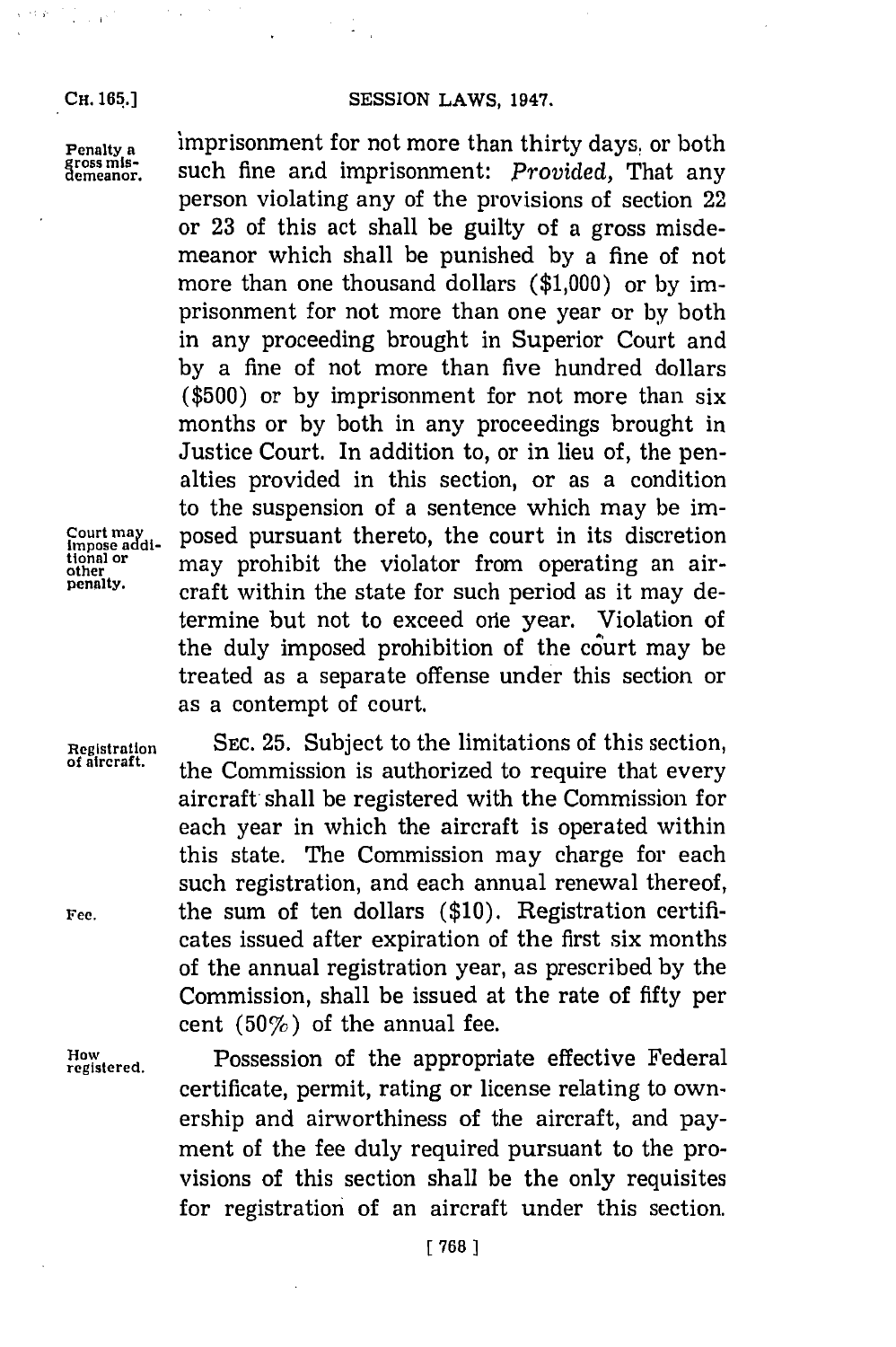imprisonment for not more than thirty days, or both such fine and imprisonment: *Provided,* That any person violating any of the provisions of section 22 or 23 of this act shall be guilty of a gross misdemeanor which shall be punished by a fine of not more than one thousand dollars ($1,000) or by imprisonment for not more than one year or by both in any proceeding brought in Superior Court and by a fine of not more than five hundred dollars ($500) or by imprisonment for not more than six months or by both in any proceedings brought in Justice Court. In addition to, or in lieu of, the penalties provided in this section, or as a condition to the suspension of a sentence which may be imposed pursuant thereto, the court in its discretion may prohibit the violator from operating an aircraft within the state for such period as it may determine but not to exceed one year. Violation of the duly imposed prohibition of the court may be treated as a separate offense under this section or as a contempt of court.

Penalty a gross misdemeanor.

Court may impose additional or other penalty.

SEC. 25. Subject to the limitations of this section, the Commission is authorized to require that every aircraft shall be registered with the Commission for each year in which the aircraft is operated within this state. The Commission may charge for each such registration, and each annual renewal thereof, the sum of ten dollars ($10). Registration certificates issued after expiration of the first six months of the annual registration year, as prescribed by the Commission, shall be issued at the rate of fifty per cent (50%) of the annual fee.

Registration of aircraft.

Fee.

Possession of the appropriate effective Federal certificate, permit, rating or license relating to ownership and airworthiness of the aircraft, and payment of the fee duly required pursuant to the provisions of this section shall be the only requisites for registration of an aircraft under this section.

How registered.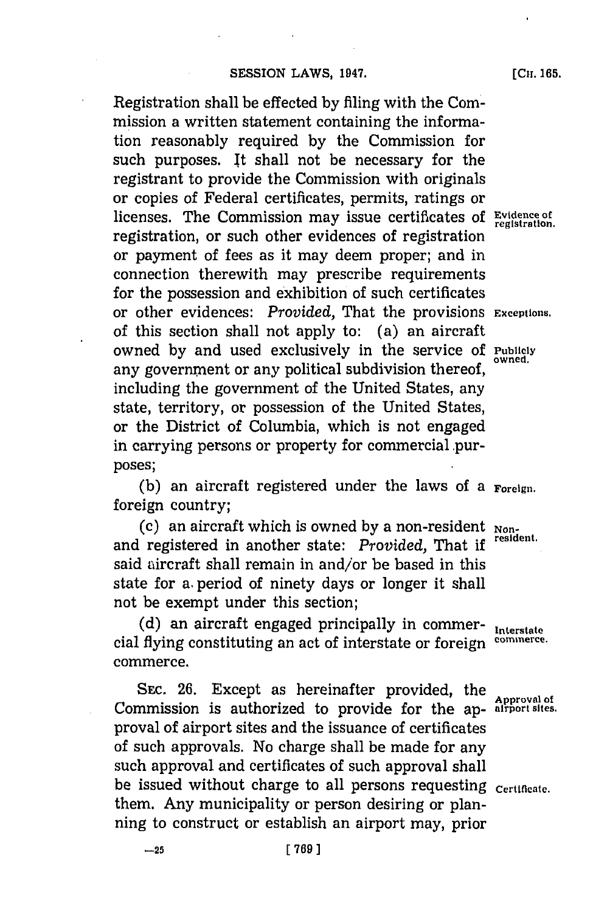Registration shall be effected by filing with the Commission a written statement containing the information reasonably required by the Commission for such purposes. It shall not be necessary for the registrant to provide the Commission with originals or copies of Federal certificates, permits, ratings or licenses. The Commission may issue certificates of registration, or such other evidences of registration or payment of fees as it may deem proper; and in connection therewith may prescribe requirements for the possession and exhibition of such certificates or other evidences: *Provided*, That the provisions of this section shall not apply to: (a) an aircraft owned by and used exclusively in the service of any government or any political subdivision thereof, including the government of the United States, any state, territory, or possession of the United States, or the District of Columbia, which is not engaged in carrying persons or property for commercial purposes;

Evidence of registration.

Exceptions.

Publicly owned.

(b) an aircraft registered under the laws of a foreign country;

Foreign.

(c) an aircraft which is owned by a non-resident and registered in another state: *Provided*, That if said aircraft shall remain in and/or be based in this state for a period of ninety days or longer it shall not be exempt under this section;

Non-resident.

(d) an aircraft engaged principally in commercial flying constituting an act of interstate or foreign commerce.

Interstate commerce.

SEC. 26. Except as hereinafter provided, the Commission is authorized to provide for the approval of airport sites and the issuance of certificates of such approvals. No charge shall be made for any such approval and certificates of such approval shall be issued without charge to all persons requesting them. Any municipality or person desiring or planning to construct or establish an airport may, prior

Approval of airport sites.

Certificate.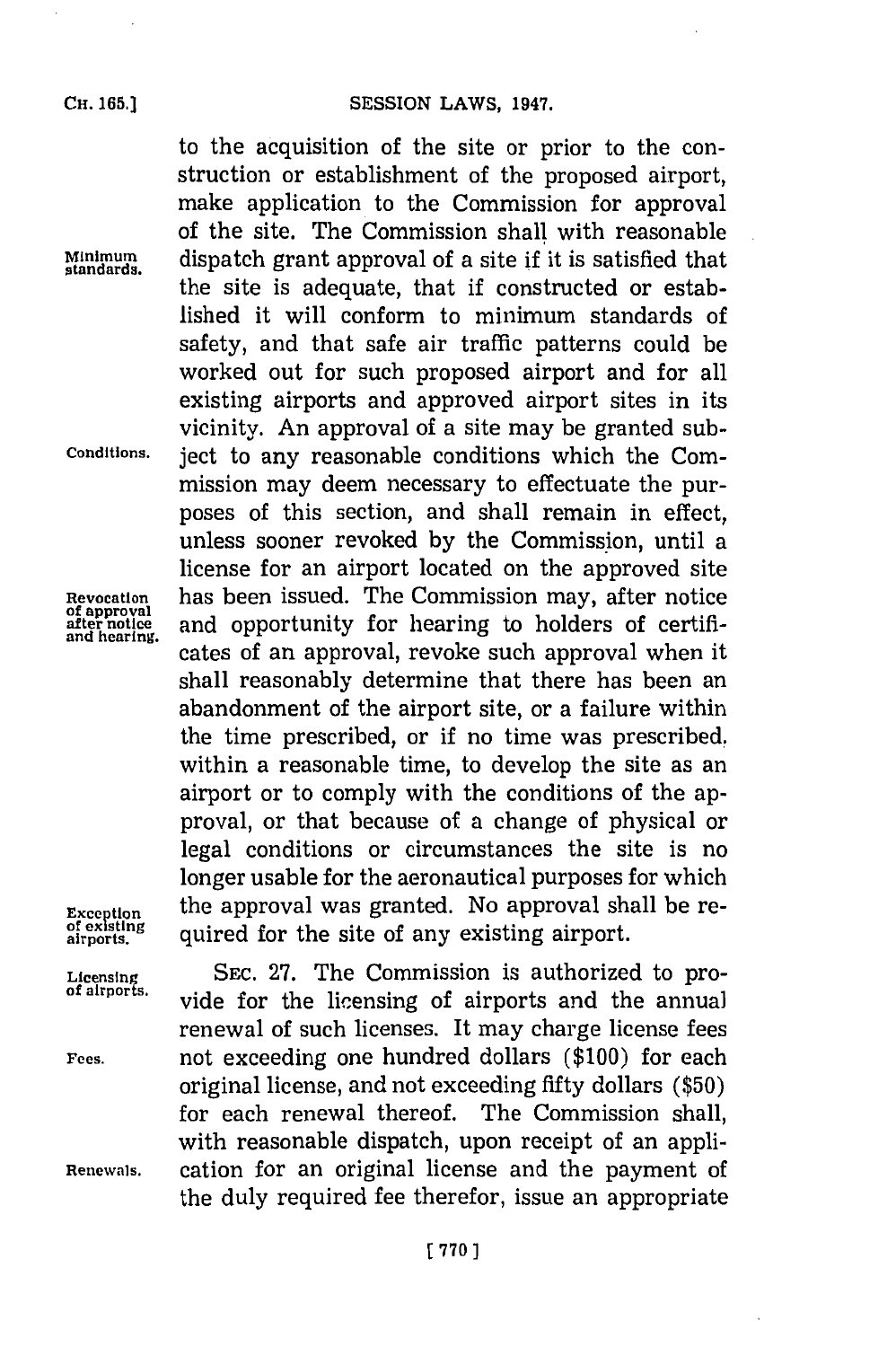to the acquisition of the site or prior to the construction or establishment of the proposed airport, make application to the Commission for approval of the site. The Commission shall with reasonable dispatch grant approval of a site if it is satisfied that the site is adequate, that if constructed or established it will conform to minimum standards of safety, and that safe air traffic patterns could be worked out for such proposed airport and for all existing airports and approved airport sites in its vicinity. An approval of a site may be granted subject to any reasonable conditions which the Commission may deem necessary to effectuate the purposes of this section, and shall remain in effect, unless sooner revoked by the Commission, until a license for an airport located on the approved site has been issued. The Commission may, after notice and opportunity for hearing to holders of certificates of an approval, revoke such approval when it shall reasonably determine that there has been an abandonment of the airport site, or a failure within the time prescribed, or if no time was prescribed, within a reasonable time, to develop the site as an airport or to comply with the conditions of the approval, or that because of a change of physical or legal conditions or circumstances the site is no longer usable for the aeronautical purposes for which the approval was granted. No approval shall be required for the site of any existing airport.

Minimum standards.

Conditions.

Revocation of approval after notice and hearing.

Exception of existing airports.

SEC. 27. The Commission is authorized to provide for the licensing of airports and the annual renewal of such licenses. It may charge license fees not exceeding one hundred dollars ($100) for each original license, and not exceeding fifty dollars ($50) for each renewal thereof. The Commission shall, with reasonable dispatch, upon receipt of an application for an original license and the payment of the duly required fee therefor, issue an appropriate

Licensing of airports.

Fees.

Renewals.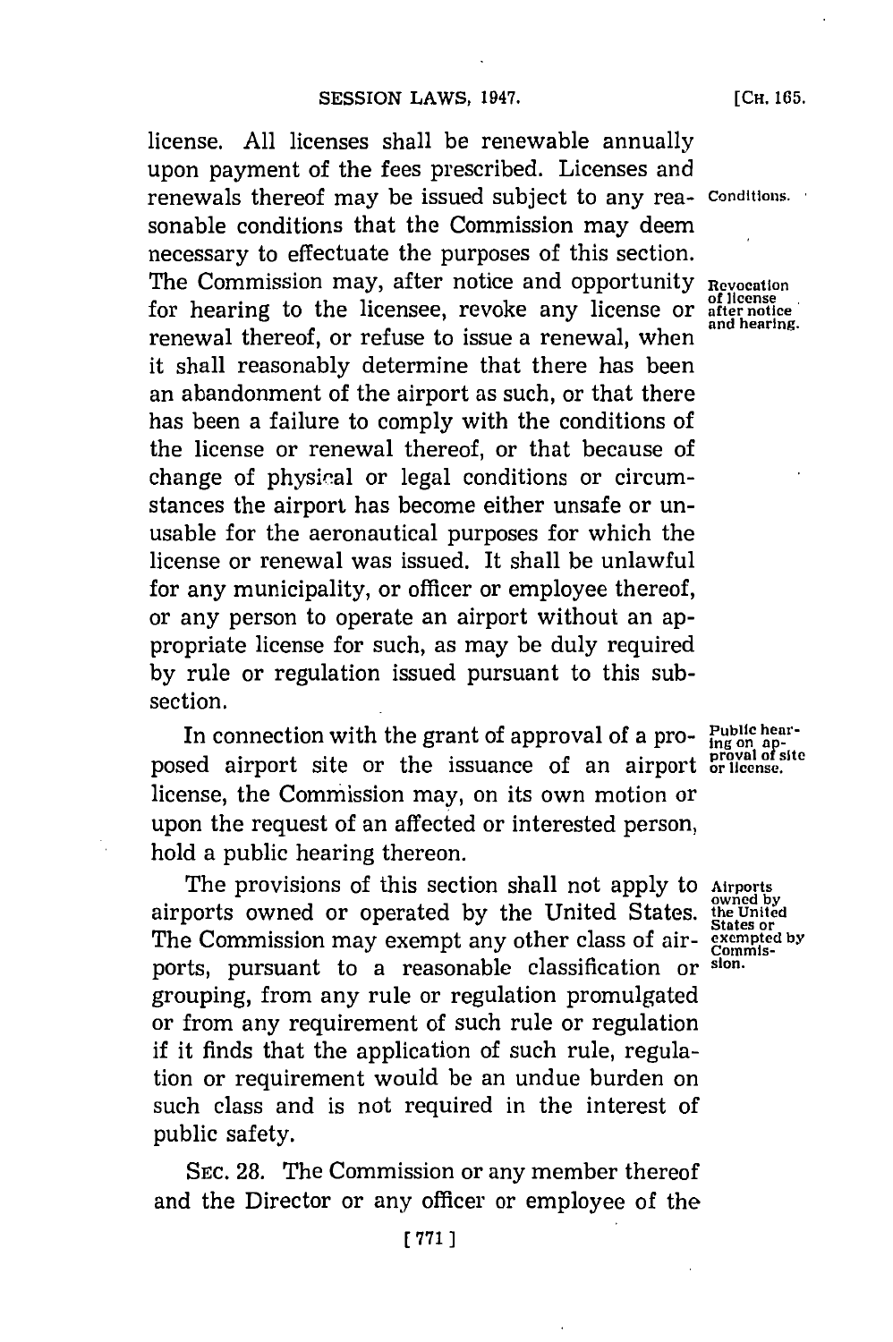license. All licenses shall be renewable annually upon payment of the fees prescribed. Licenses and renewals thereof may be issued subject to any reasonable conditions that the Commission may deem necessary to effectuate the purposes of this section. The Commission may, after notice and opportunity for hearing to the licensee, revoke any license or renewal thereof, or refuse to issue a renewal, when it shall reasonably determine that there has been an abandonment of the airport as such, or that there has been a failure to comply with the conditions of the license or renewal thereof, or that because of change of physical or legal conditions or circumstances the airport has become either unsafe or unusable for the aeronautical purposes for which the license or renewal was issued. It shall be unlawful for any municipality, or officer or employee thereof, or any person to operate an airport without an appropriate license for such, as may be duly required by rule or regulation issued pursuant to this subsection.

*Conditions.*

*Revocation of license after notice and hearing.*

In connection with the grant of approval of a proposed airport site or the issuance of an airport license, the Commission may, on its own motion or upon the request of an affected or interested person, hold a public hearing thereon.

*Public hearing on approval of site or license.*

The provisions of this section shall not apply to airports owned or operated by the United States. The Commission may exempt any other class of airports, pursuant to a reasonable classification or grouping, from any rule or regulation promulgated or from any requirement of such rule or regulation if it finds that the application of such rule, regulation or requirement would be an undue burden on such class and is not required in the interest of public safety.

*Airports owned by the United States or exempted by Commission.*

SEC. 28. The Commission or any member thereof and the Director or any officer or employee of the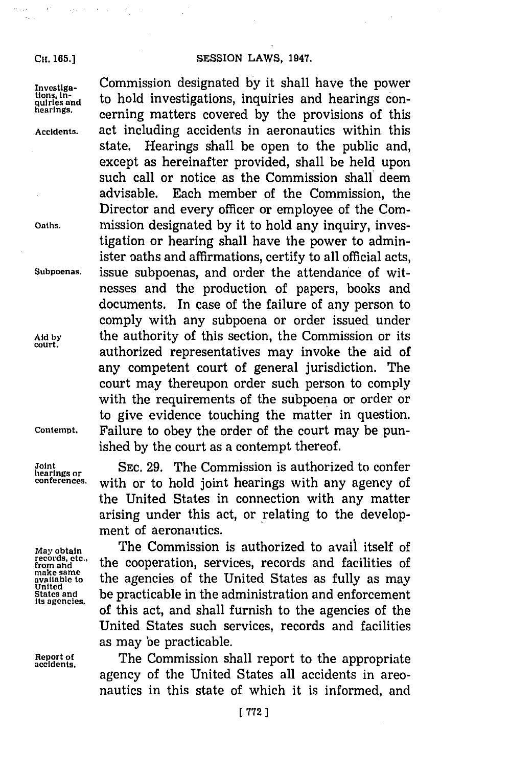Commission designated by it shall have the power to hold investigations, inquiries and hearings concerning matters covered by the provisions of this act including accidents in aeronautics within this state. Hearings shall be open to the public and, except as hereinafter provided, shall be held upon such call or notice as the Commission shall deem advisable. Each member of the Commission, the Director and every officer or employee of the Commission designated by it to hold any inquiry, investigation or hearing shall have the power to administer oaths and affirmations, certify to all official acts, issue subpoenas, and order the attendance of witnesses and the production of papers, books and documents. In case of the failure of any person to comply with any subpoena or order issued under the authority of this section, the Commission or its authorized representatives may invoke the aid of any competent court of general jurisdiction. The court may thereupon order such person to comply with the requirements of the subpoena or order or to give evidence touching the matter in question. Failure to obey the order of the court may be punished by the court as a contempt thereof.

SEC. 29. The Commission is authorized to confer with or to hold joint hearings with any agency of the United States in connection with any matter arising under this act, or relating to the development of aeronautics.

The Commission is authorized to avail itself of the cooperation, services, records and facilities of the agencies of the United States as fully as may be practicable in the administration and enforcement of this act, and shall furnish to the agencies of the United States such services, records and facilities as may be practicable.

The Commission shall report to the appropriate agency of the United States all accidents in areonautics in this state of which it is informed, and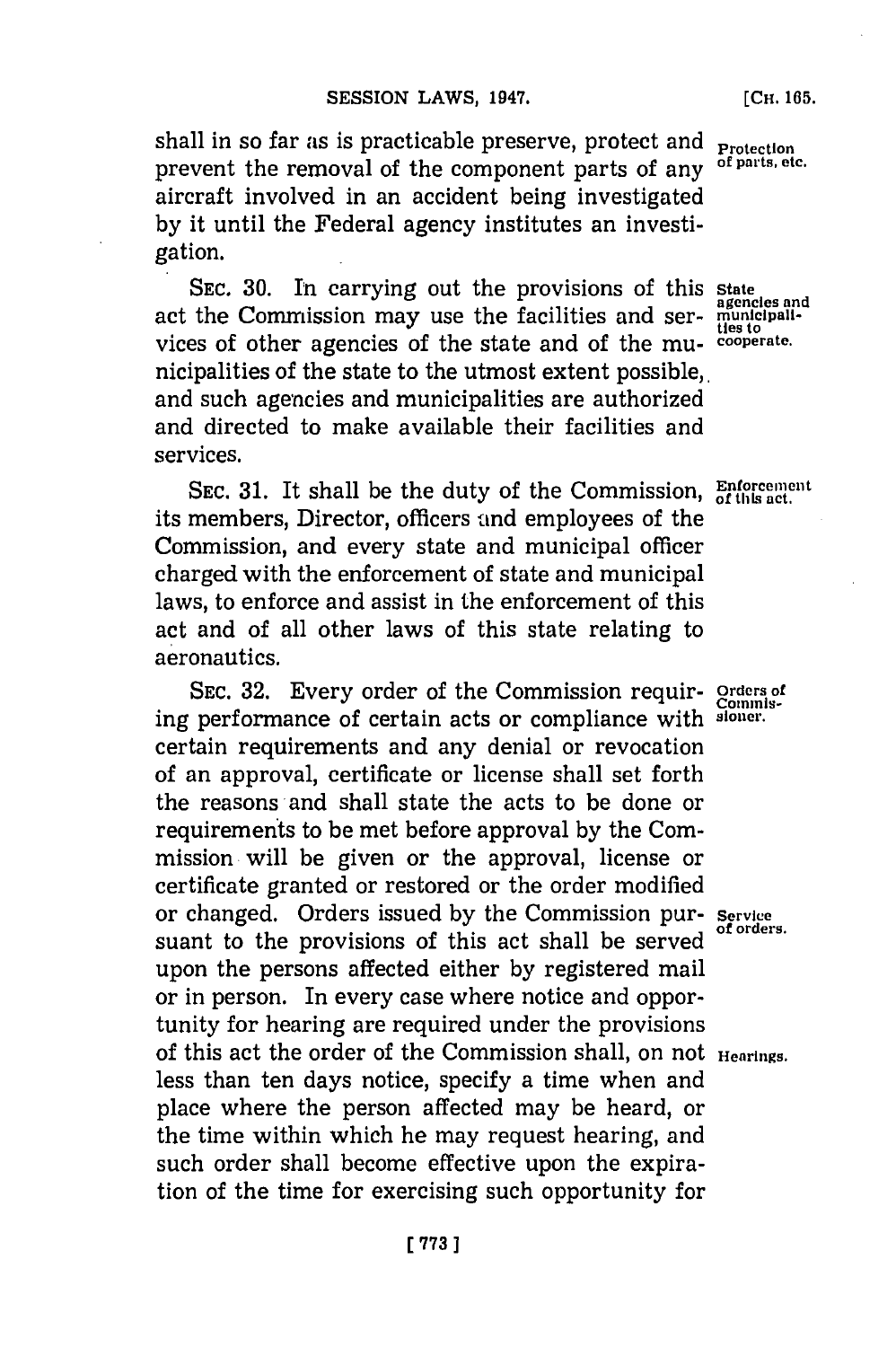shall in so far as is practicable preserve, protect and prevent the removal of the component parts of any aircraft involved in an accident being investigated by it until the Federal agency institutes an investigation.

Protection of parts, etc.

SEC. 30. In carrying out the provisions of this act the Commission may use the facilities and services of other agencies of the state and of the municipalities of the state to the utmost extent possible, and such agencies and municipalities are authorized and directed to make available their facilities and services.

State agencies and municipalities to cooperate.

SEC. 31. It shall be the duty of the Commission, its members, Director, officers and employees of the Commission, and every state and municipal officer charged with the enforcement of state and municipal laws, to enforce and assist in the enforcement of this act and of all other laws of this state relating to aeronautics.

Enforcement of this act.

SEC. 32. Every order of the Commission requiring performance of certain acts or compliance with certain requirements and any denial or revocation of an approval, certificate or license shall set forth the reasons and shall state the acts to be done or requirements to be met before approval by the Commission will be given or the approval, license or certificate granted or restored or the order modified or changed. Orders issued by the Commission pursuant to the provisions of this act shall be served upon the persons affected either by registered mail or in person. In every case where notice and opportunity for hearing are required under the provisions of this act the order of the Commission shall, on not less than ten days notice, specify a time when and place where the person affected may be heard, or the time within which he may request hearing, and such order shall become effective upon the expiration of the time for exercising such opportunity for

Orders of Commissioner.

Service of orders.

Hearings.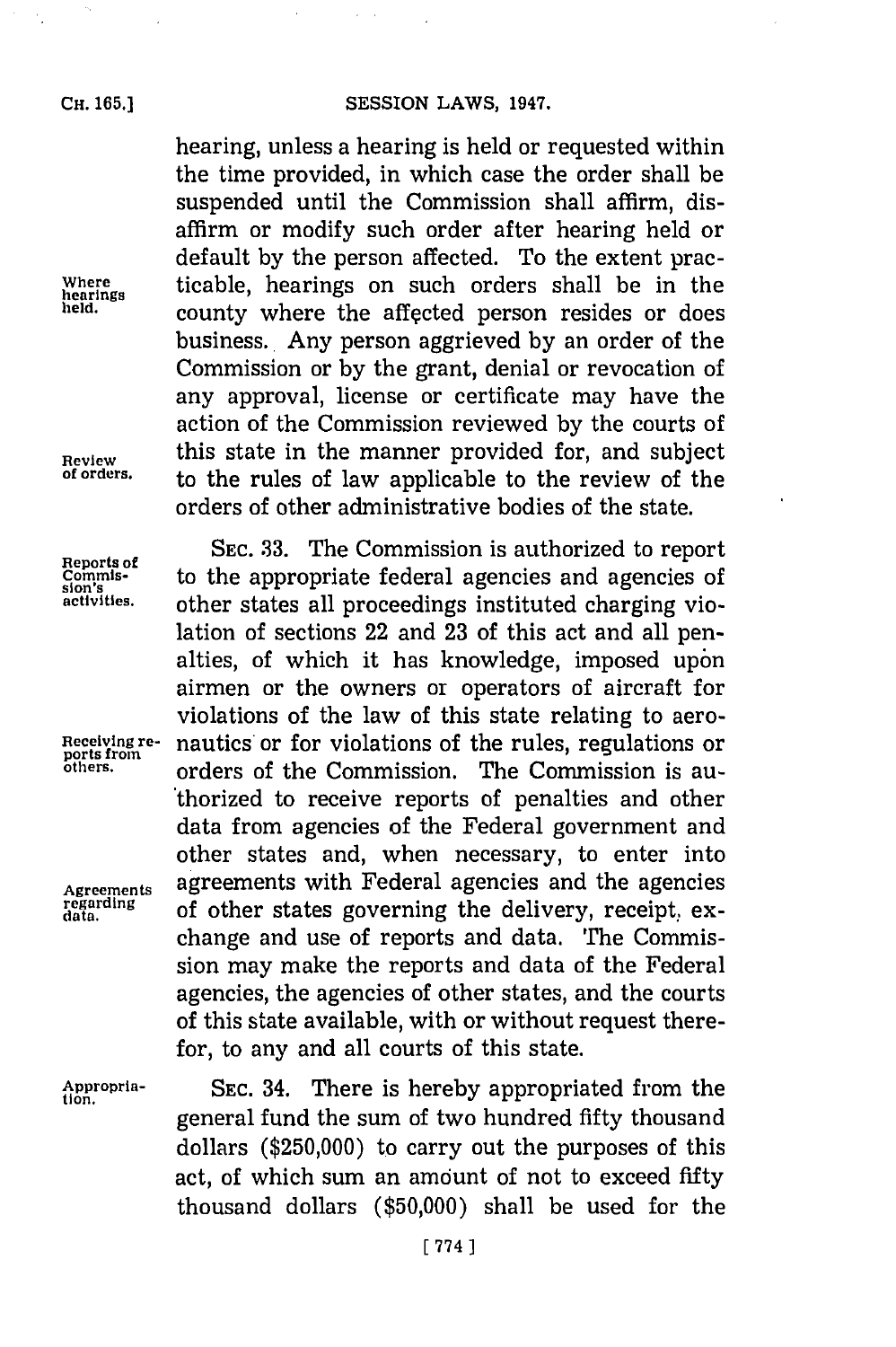hearing, unless a hearing is held or requested within the time provided, in which case the order shall be suspended until the Commission shall affirm, disaffirm or modify such order after hearing held or default by the person affected. To the extent practicable, hearings on such orders shall be in the county where the affected person resides or does business. Any person aggrieved by an order of the Commission or by the grant, denial or revocation of any approval, license or certificate may have the action of the Commission reviewed by the courts of this state in the manner provided for, and subject to the rules of law applicable to the review of the orders of other administrative bodies of the state.

*Where hearings held.*

*Review of orders.*

SEC. 33. The Commission is authorized to report to the appropriate federal agencies and agencies of other states all proceedings instituted charging violation of sections 22 and 23 of this act and all penalties, of which it has knowledge, imposed upon airmen or the owners or operators of aircraft for violations of the law of this state relating to aeronautics or for violations of the rules, regulations or orders of the Commission. The Commission is authorized to receive reports of penalties and other data from agencies of the Federal government and other states and, when necessary, to enter into agreements with Federal agencies and the agencies of other states governing the delivery, receipt, exchange and use of reports and data. The Commission may make the reports and data of the Federal agencies, the agencies of other states, and the courts of this state available, with or without request therefor, to any and all courts of this state.

*Reports of Commission's activities.*

*Receiving reports from others.*

*Agreements regarding data.*

SEC. 34. There is hereby appropriated from the general fund the sum of two hundred fifty thousand dollars ($250,000) to carry out the purposes of this act, of which sum an amount of not to exceed fifty thousand dollars ($50,000) shall be used for the

*Appropriation.*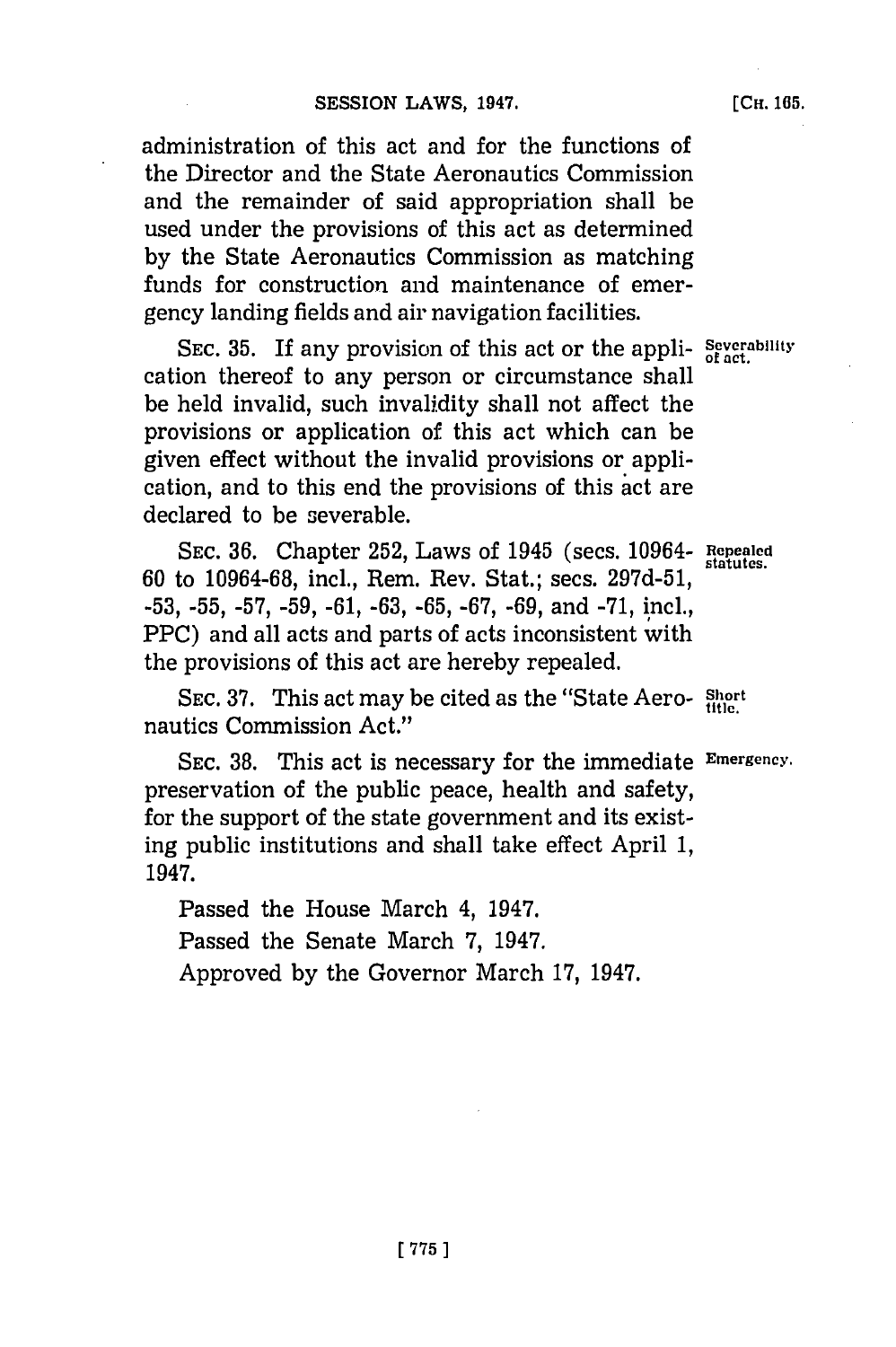administration of this act and for the functions of the Director and the State Aeronautics Commission and the remainder of said appropriation shall be used under the provisions of this act as determined by the State Aeronautics Commission as matching funds for construction and maintenance of emergency landing fields and air navigation facilities.

**Severability of act.** SEC. 35. If any provision of this act or the application thereof to any person or circumstance shall be held invalid, such invalidity shall not affect the provisions or application of this act which can be given effect without the invalid provisions or application, and to this end the provisions of this act are declared to be severable.

**Repealed statutes.** SEC. 36. Chapter 252, Laws of 1945 (secs. 10964-60 to 10964-68, incl., Rem. Rev. Stat.; secs. 297d-51, -53, -55, -57, -59, -61, -63, -65, -67, -69, and -71, incl., PPC) and all acts and parts of acts inconsistent with the provisions of this act are hereby repealed.

**Short title.** SEC. 37. This act may be cited as the "State Aeronautics Commission Act."

**Emergency.** SEC. 38. This act is necessary for the immediate preservation of the public peace, health and safety, for the support of the state government and its existing public institutions and shall take effect April 1, 1947.

Passed the House March 4, 1947.

Passed the Senate March 7, 1947.

Approved by the Governor March 17, 1947.